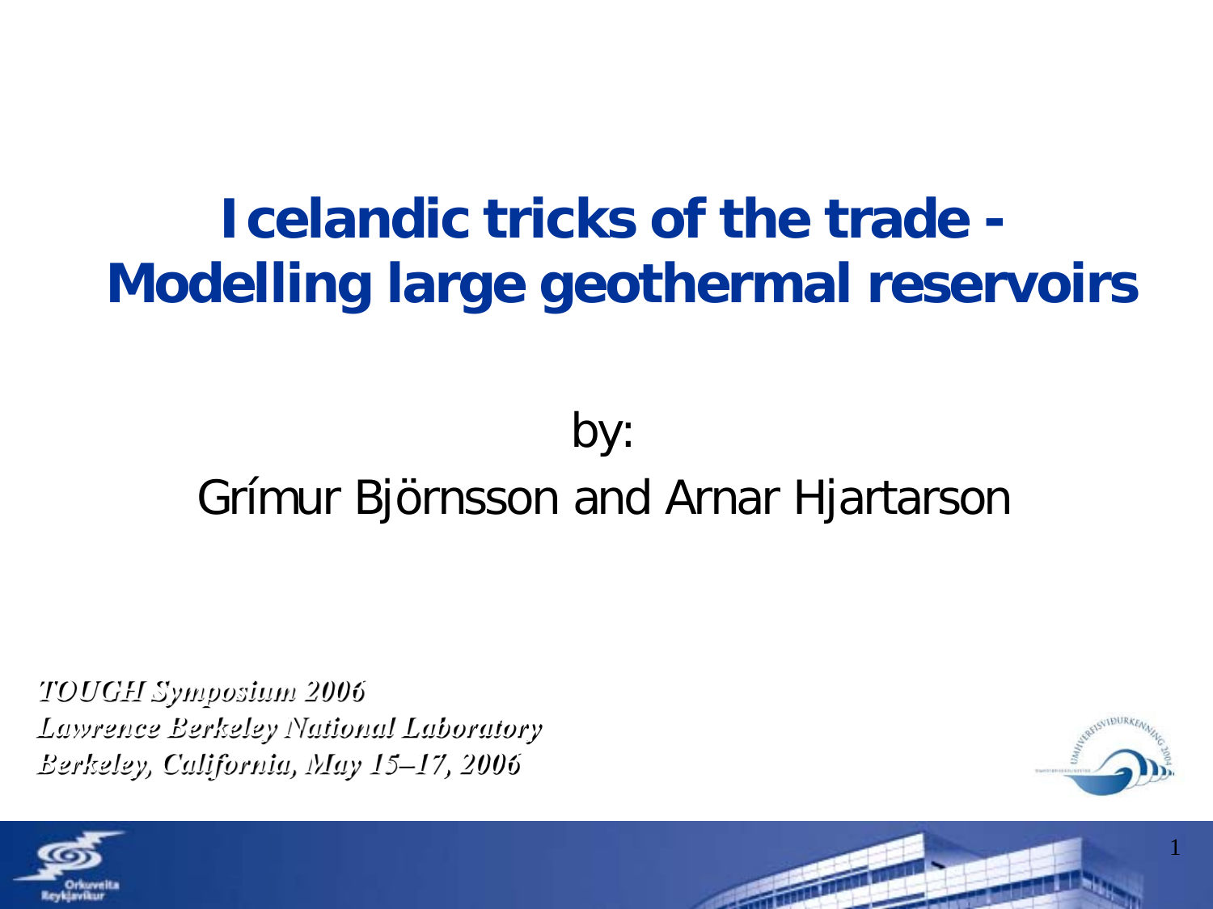# Icelandic tricks of the trade - Modelling large geothermal reservoirs

by:

Grímur Björnsson and Arnar Hjartarson

***TOUGH Symposium 2006***
***Lawrence Berkeley National Laboratory***
***Berkeley, California, May 15–17, 2006***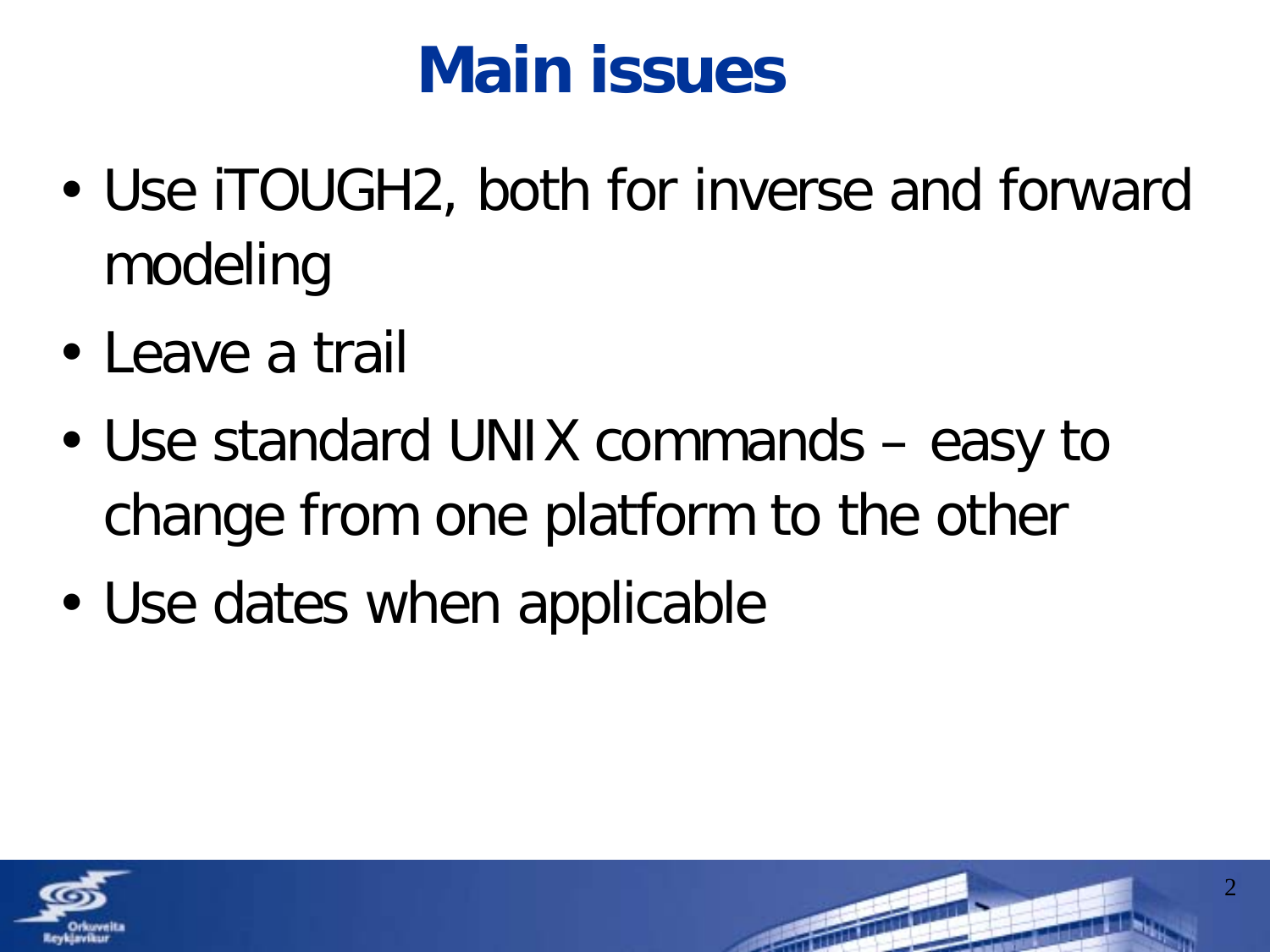# Main issues

- Use iTOUGH2, both for inverse and forward modeling
- Leave a trail
- Use standard UNIX commands – easy to change from one platform to the other
- Use dates when applicable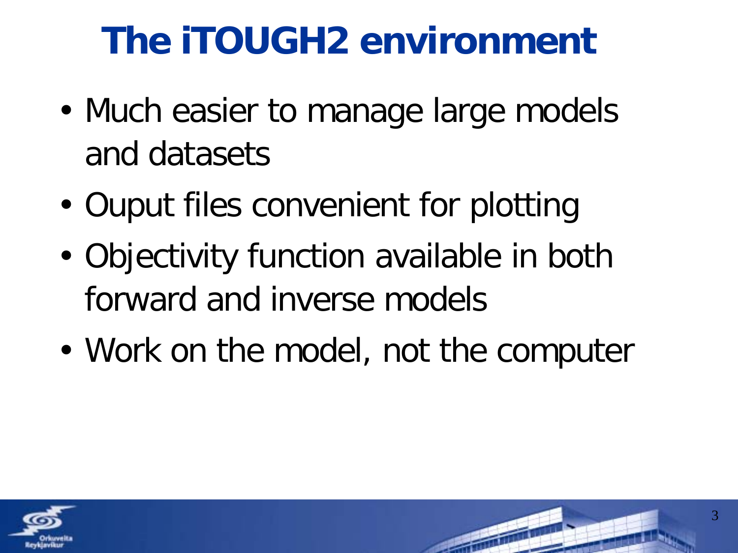# The iTOUGH2 environment

- Much easier to manage large models and datasets
- Ouput files convenient for plotting
- Objectivity function available in both forward and inverse models
- Work on the model, not the computer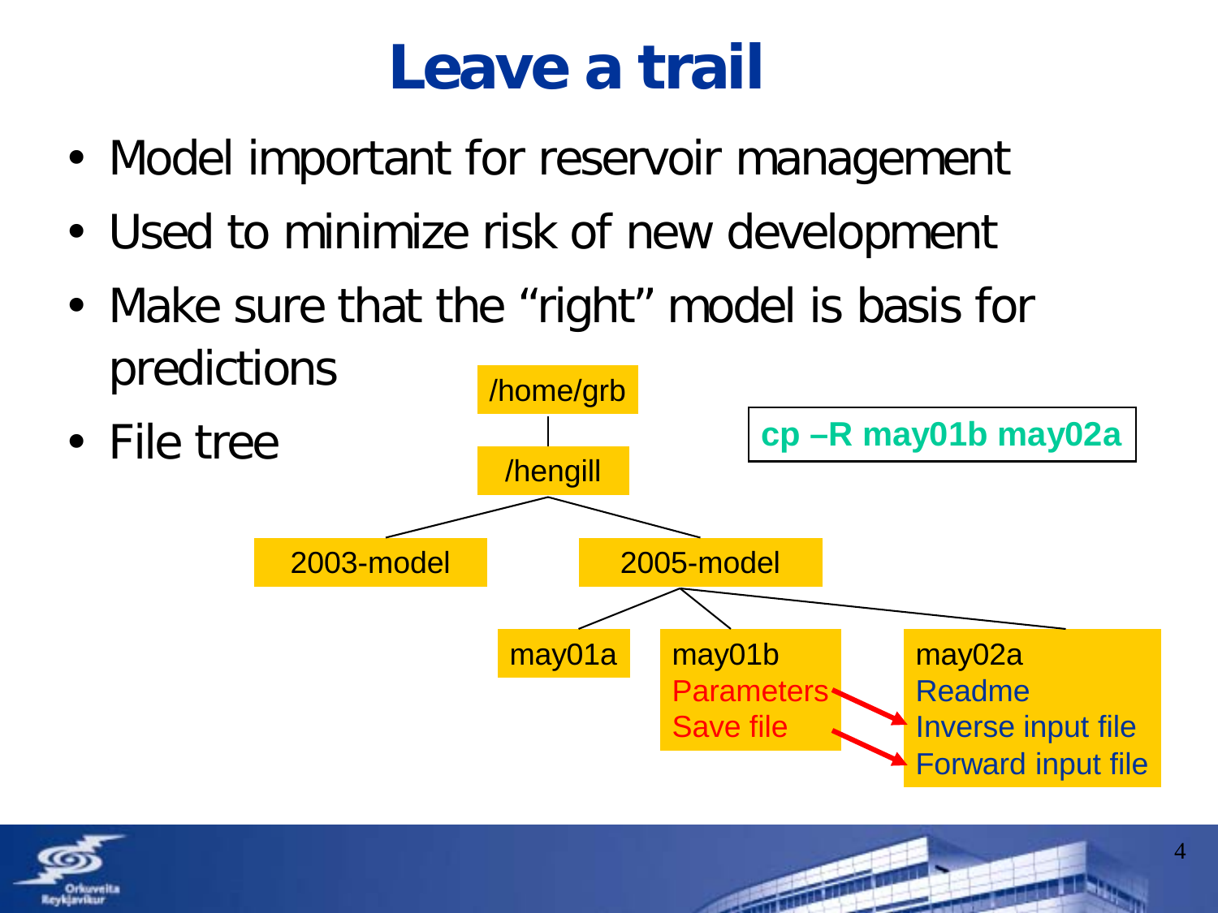# Leave a trail

- Model important for reservoir management
- Used to minimize risk of new development
- Make sure that the "right" model is basis for predictions
- File tree

```
/home/grb
└── /hengill
    ├── 2003-model
    └── 2005-model
        ├── may01a
        ├── may01b
        │   Parameters  → Inverse input file (may02a)
        │   Save file   → Forward input file (may02a)
        └── may02a
            Readme
            Inverse input file
            Forward input file
```

**cp –R may01b may02a**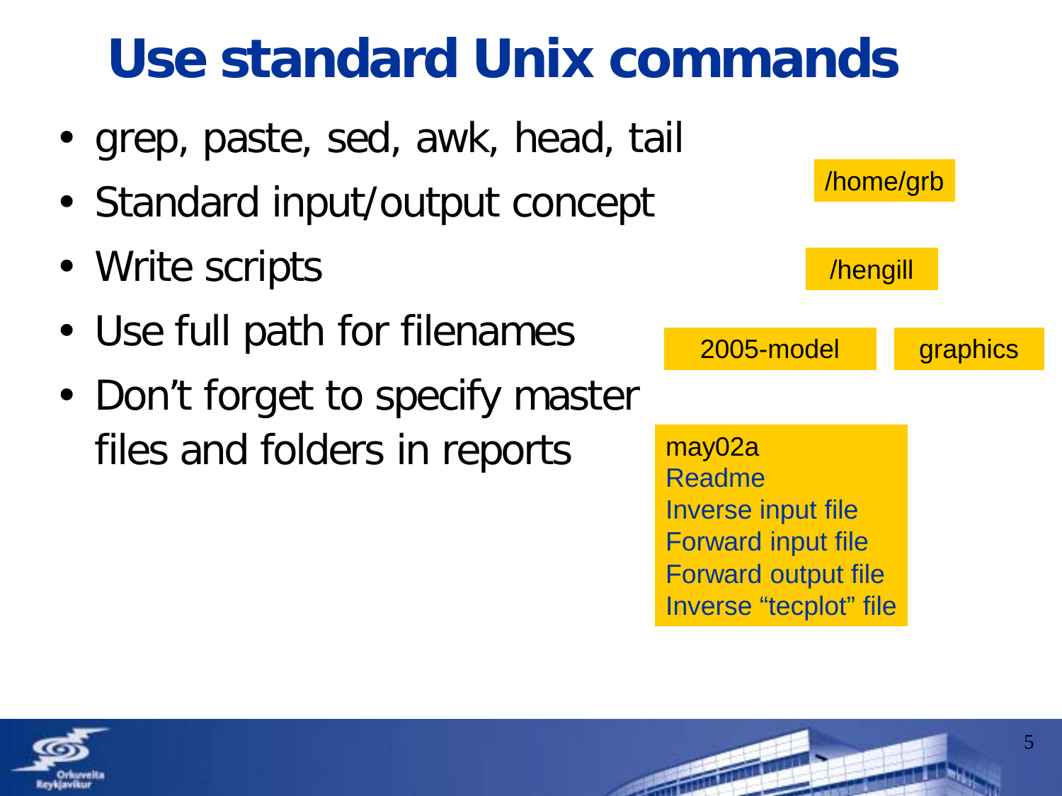# Use standard Unix commands

- grep, paste, sed, awk, head, tail
- Standard input/output concept
- Write scripts
- Use full path for filenames
- Don't forget to specify master files and folders in reports

/home/grb

/hengill

2005-model

graphics

may02a
Readme
Inverse input file
Forward input file
Forward output file
Inverse "tecplot" file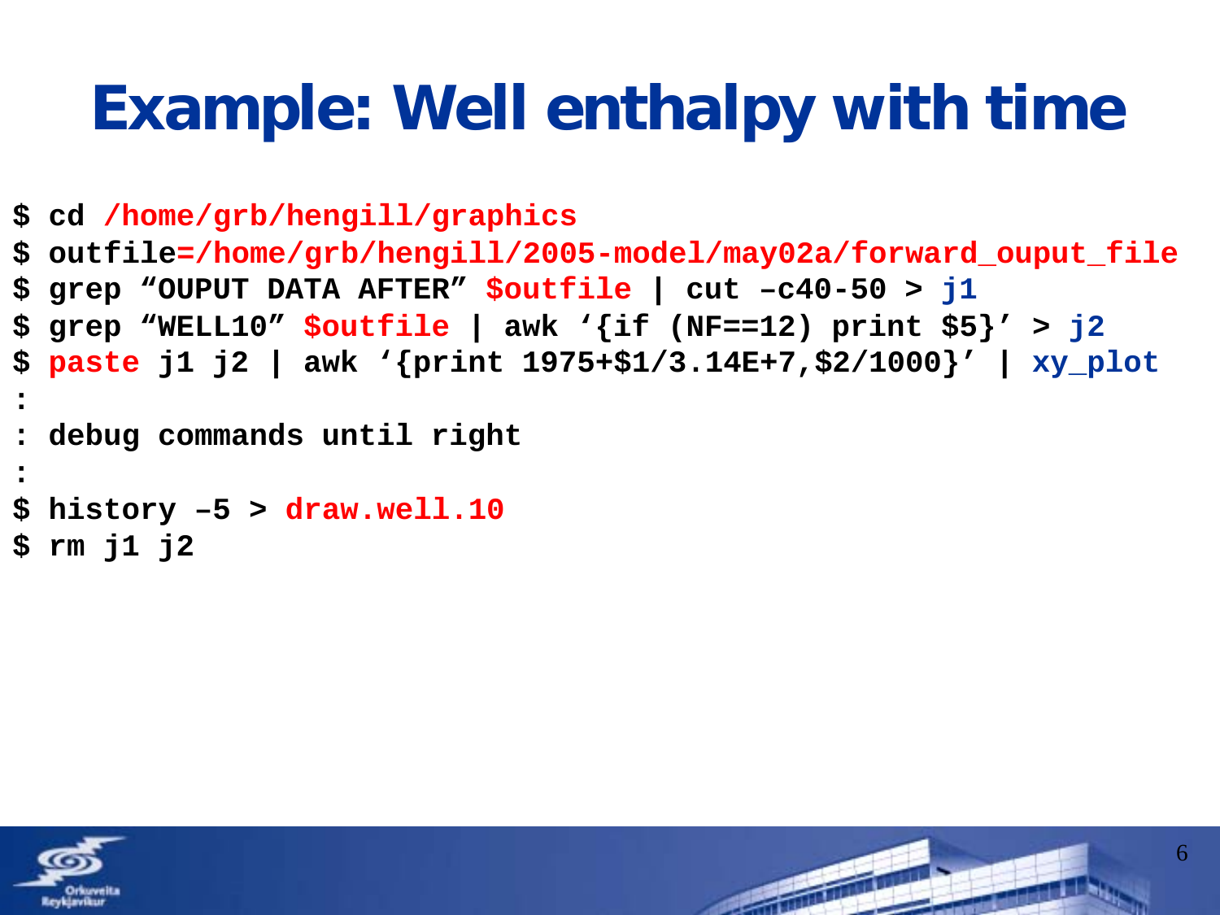# Example: Well enthalpy with time

```
$ cd /home/grb/hengill/graphics
$ outfile=/home/grb/hengill/2005-model/may02a/forward_ouput_file
$ grep “OUPUT DATA AFTER” $outfile | cut –c40-50 > j1
$ grep “WELL10” $outfile | awk ‘{if (NF==12) print $5}’ > j2
$ paste j1 j2 | awk ‘{print 1975+$1/3.14E+7,$2/1000}’ | xy_plot
:
: debug commands until right
:
$ history –5 > draw.well.10
$ rm j1 j2
```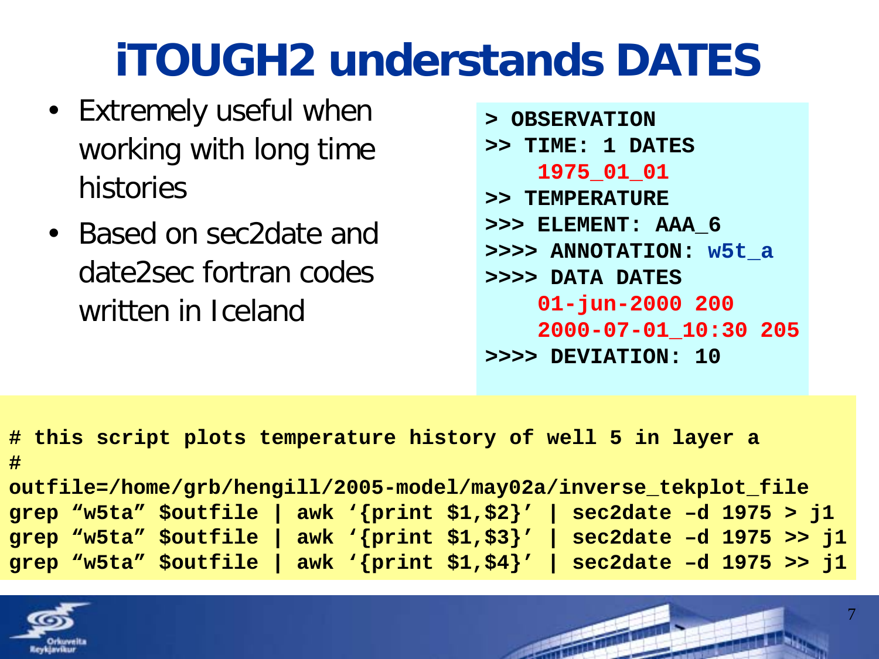# iTOUGH2 understands DATES

- Extremely useful when working with long time histories
- Based on sec2date and date2sec fortran codes written in Iceland

```
> OBSERVATION
>> TIME: 1 DATES
    1975_01_01
>> TEMPERATURE
>>> ELEMENT: AAA_6
>>>> ANNOTATION: w5t_a
>>>> DATA DATES
    01-jun-2000 200
    2000-07-01_10:30 205
>>>> DEVIATION: 10
```

```
# this script plots temperature history of well 5 in layer a
#
outfile=/home/grb/hengill/2005-model/may02a/inverse_tekplot_file
grep “w5ta” $outfile | awk ‘{print $1,$2}’ | sec2date –d 1975 > j1
grep “w5ta” $outfile | awk ‘{print $1,$3}’ | sec2date –d 1975 >> j1
grep “w5ta” $outfile | awk ‘{print $1,$4}’ | sec2date –d 1975 >> j1
```